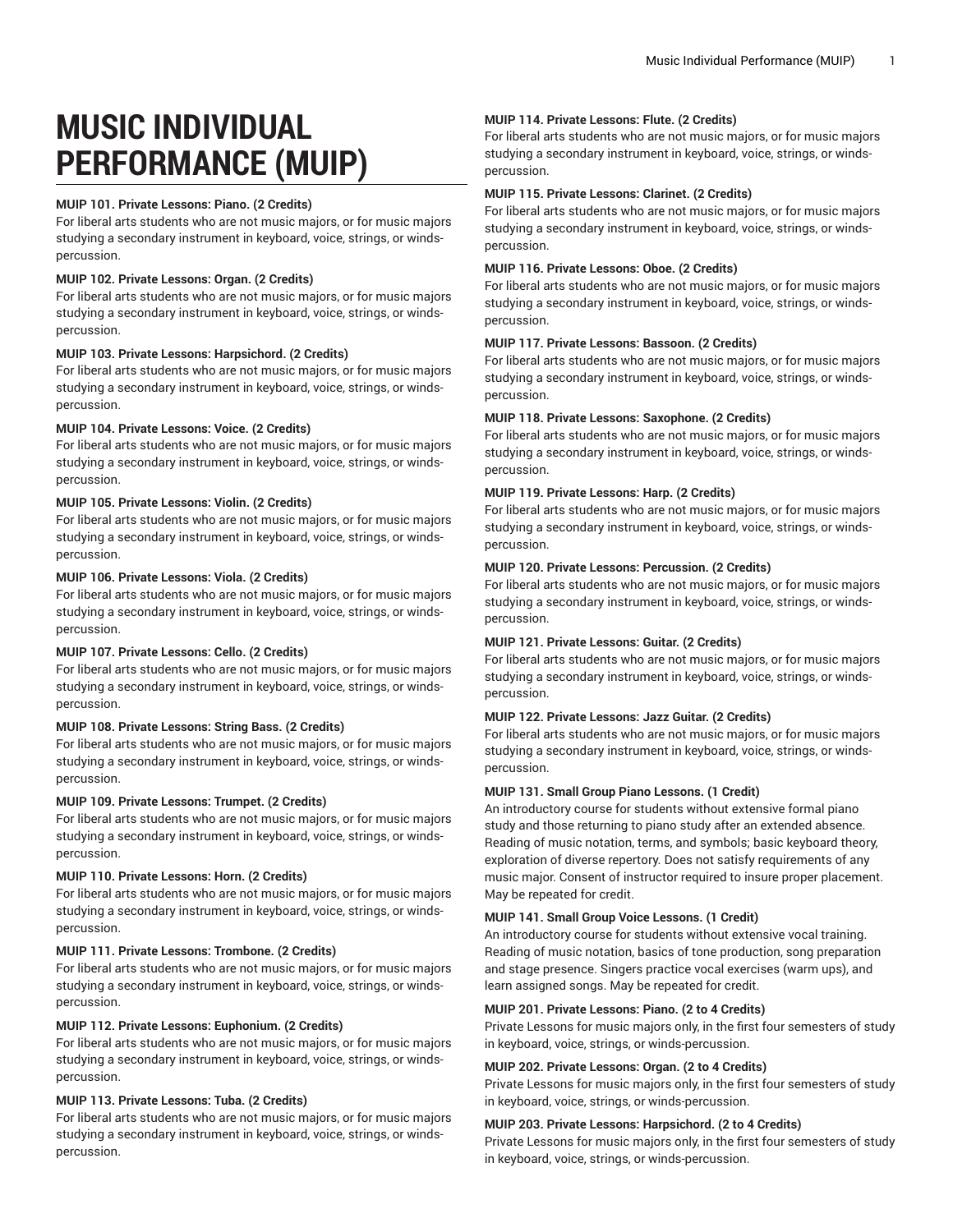# MUSIC INDIVIDUAL PERFORMANCE (MUIP)

**MUIP 101. Private Lessons: Piano. (2 Credits)**
For liberal arts students who are not music majors, or for music majors studying a secondary instrument in keyboard, voice, strings, or winds-percussion.

**MUIP 102. Private Lessons: Organ. (2 Credits)**
For liberal arts students who are not music majors, or for music majors studying a secondary instrument in keyboard, voice, strings, or winds-percussion.

**MUIP 103. Private Lessons: Harpsichord. (2 Credits)**
For liberal arts students who are not music majors, or for music majors studying a secondary instrument in keyboard, voice, strings, or winds-percussion.

**MUIP 104. Private Lessons: Voice. (2 Credits)**
For liberal arts students who are not music majors, or for music majors studying a secondary instrument in keyboard, voice, strings, or winds-percussion.

**MUIP 105. Private Lessons: Violin. (2 Credits)**
For liberal arts students who are not music majors, or for music majors studying a secondary instrument in keyboard, voice, strings, or winds-percussion.

**MUIP 106. Private Lessons: Viola. (2 Credits)**
For liberal arts students who are not music majors, or for music majors studying a secondary instrument in keyboard, voice, strings, or winds-percussion.

**MUIP 107. Private Lessons: Cello. (2 Credits)**
For liberal arts students who are not music majors, or for music majors studying a secondary instrument in keyboard, voice, strings, or winds-percussion.

**MUIP 108. Private Lessons: String Bass. (2 Credits)**
For liberal arts students who are not music majors, or for music majors studying a secondary instrument in keyboard, voice, strings, or winds-percussion.

**MUIP 109. Private Lessons: Trumpet. (2 Credits)**
For liberal arts students who are not music majors, or for music majors studying a secondary instrument in keyboard, voice, strings, or winds-percussion.

**MUIP 110. Private Lessons: Horn. (2 Credits)**
For liberal arts students who are not music majors, or for music majors studying a secondary instrument in keyboard, voice, strings, or winds-percussion.

**MUIP 111. Private Lessons: Trombone. (2 Credits)**
For liberal arts students who are not music majors, or for music majors studying a secondary instrument in keyboard, voice, strings, or winds-percussion.

**MUIP 112. Private Lessons: Euphonium. (2 Credits)**
For liberal arts students who are not music majors, or for music majors studying a secondary instrument in keyboard, voice, strings, or winds-percussion.

**MUIP 113. Private Lessons: Tuba. (2 Credits)**
For liberal arts students who are not music majors, or for music majors studying a secondary instrument in keyboard, voice, strings, or winds-percussion.

**MUIP 114. Private Lessons: Flute. (2 Credits)**
For liberal arts students who are not music majors, or for music majors studying a secondary instrument in keyboard, voice, strings, or winds-percussion.

**MUIP 115. Private Lessons: Clarinet. (2 Credits)**
For liberal arts students who are not music majors, or for music majors studying a secondary instrument in keyboard, voice, strings, or winds-percussion.

**MUIP 116. Private Lessons: Oboe. (2 Credits)**
For liberal arts students who are not music majors, or for music majors studying a secondary instrument in keyboard, voice, strings, or winds-percussion.

**MUIP 117. Private Lessons: Bassoon. (2 Credits)**
For liberal arts students who are not music majors, or for music majors studying a secondary instrument in keyboard, voice, strings, or winds-percussion.

**MUIP 118. Private Lessons: Saxophone. (2 Credits)**
For liberal arts students who are not music majors, or for music majors studying a secondary instrument in keyboard, voice, strings, or winds-percussion.

**MUIP 119. Private Lessons: Harp. (2 Credits)**
For liberal arts students who are not music majors, or for music majors studying a secondary instrument in keyboard, voice, strings, or winds-percussion.

**MUIP 120. Private Lessons: Percussion. (2 Credits)**
For liberal arts students who are not music majors, or for music majors studying a secondary instrument in keyboard, voice, strings, or winds-percussion.

**MUIP 121. Private Lessons: Guitar. (2 Credits)**
For liberal arts students who are not music majors, or for music majors studying a secondary instrument in keyboard, voice, strings, or winds-percussion.

**MUIP 122. Private Lessons: Jazz Guitar. (2 Credits)**
For liberal arts students who are not music majors, or for music majors studying a secondary instrument in keyboard, voice, strings, or winds-percussion.

**MUIP 131. Small Group Piano Lessons. (1 Credit)**
An introductory course for students without extensive formal piano study and those returning to piano study after an extended absence. Reading of music notation, terms, and symbols; basic keyboard theory, exploration of diverse repertory. Does not satisfy requirements of any music major. Consent of instructor required to insure proper placement. May be repeated for credit.

**MUIP 141. Small Group Voice Lessons. (1 Credit)**
An introductory course for students without extensive vocal training. Reading of music notation, basics of tone production, song preparation and stage presence. Singers practice vocal exercises (warm ups), and learn assigned songs. May be repeated for credit.

**MUIP 201. Private Lessons: Piano. (2 to 4 Credits)**
Private Lessons for music majors only, in the first four semesters of study in keyboard, voice, strings, or winds-percussion.

**MUIP 202. Private Lessons: Organ. (2 to 4 Credits)**
Private Lessons for music majors only, in the first four semesters of study in keyboard, voice, strings, or winds-percussion.

**MUIP 203. Private Lessons: Harpsichord. (2 to 4 Credits)**
Private Lessons for music majors only, in the first four semesters of study in keyboard, voice, strings, or winds-percussion.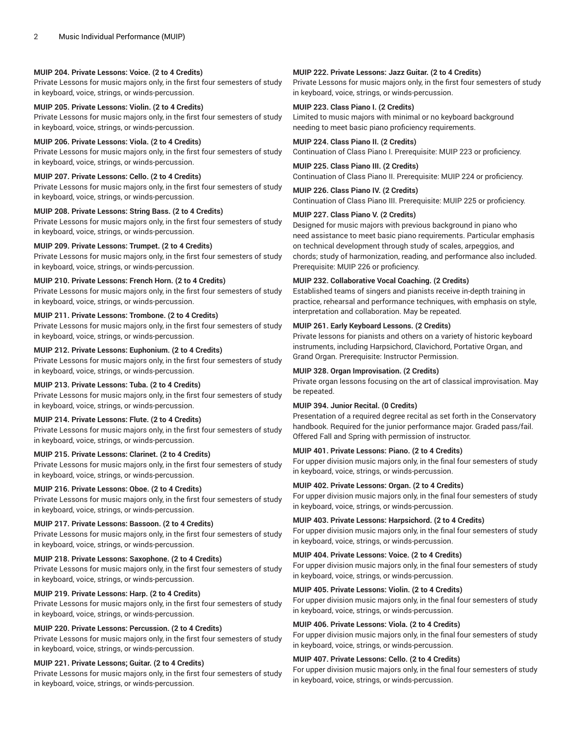**MUIP 204. Private Lessons: Voice. (2 to 4 Credits)**
Private Lessons for music majors only, in the first four semesters of study in keyboard, voice, strings, or winds-percussion.

**MUIP 205. Private Lessons: Violin. (2 to 4 Credits)**
Private Lessons for music majors only, in the first four semesters of study in keyboard, voice, strings, or winds-percussion.

**MUIP 206. Private Lessons: Viola. (2 to 4 Credits)**
Private Lessons for music majors only, in the first four semesters of study in keyboard, voice, strings, or winds-percussion.

**MUIP 207. Private Lessons: Cello. (2 to 4 Credits)**
Private Lessons for music majors only, in the first four semesters of study in keyboard, voice, strings, or winds-percussion.

**MUIP 208. Private Lessons: String Bass. (2 to 4 Credits)**
Private Lessons for music majors only, in the first four semesters of study in keyboard, voice, strings, or winds-percussion.

**MUIP 209. Private Lessons: Trumpet. (2 to 4 Credits)**
Private Lessons for music majors only, in the first four semesters of study in keyboard, voice, strings, or winds-percussion.

**MUIP 210. Private Lessons: French Horn. (2 to 4 Credits)**
Private Lessons for music majors only, in the first four semesters of study in keyboard, voice, strings, or winds-percussion.

**MUIP 211. Private Lessons: Trombone. (2 to 4 Credits)**
Private Lessons for music majors only, in the first four semesters of study in keyboard, voice, strings, or winds-percussion.

**MUIP 212. Private Lessons: Euphonium. (2 to 4 Credits)**
Private Lessons for music majors only, in the first four semesters of study in keyboard, voice, strings, or winds-percussion.

**MUIP 213. Private Lessons: Tuba. (2 to 4 Credits)**
Private Lessons for music majors only, in the first four semesters of study in keyboard, voice, strings, or winds-percussion.

**MUIP 214. Private Lessons: Flute. (2 to 4 Credits)**
Private Lessons for music majors only, in the first four semesters of study in keyboard, voice, strings, or winds-percussion.

**MUIP 215. Private Lessons: Clarinet. (2 to 4 Credits)**
Private Lessons for music majors only, in the first four semesters of study in keyboard, voice, strings, or winds-percussion.

**MUIP 216. Private Lessons: Oboe. (2 to 4 Credits)**
Private Lessons for music majors only, in the first four semesters of study in keyboard, voice, strings, or winds-percussion.

**MUIP 217. Private Lessons: Bassoon. (2 to 4 Credits)**
Private Lessons for music majors only, in the first four semesters of study in keyboard, voice, strings, or winds-percussion.

**MUIP 218. Private Lessons: Saxophone. (2 to 4 Credits)**
Private Lessons for music majors only, in the first four semesters of study in keyboard, voice, strings, or winds-percussion.

**MUIP 219. Private Lessons: Harp. (2 to 4 Credits)**
Private Lessons for music majors only, in the first four semesters of study in keyboard, voice, strings, or winds-percussion.

**MUIP 220. Private Lessons: Percussion. (2 to 4 Credits)**
Private Lessons for music majors only, in the first four semesters of study in keyboard, voice, strings, or winds-percussion.

**MUIP 221. Private Lessons; Guitar. (2 to 4 Credits)**
Private Lessons for music majors only, in the first four semesters of study in keyboard, voice, strings, or winds-percussion.

**MUIP 222. Private Lessons: Jazz Guitar. (2 to 4 Credits)**
Private Lessons for music majors only, in the first four semesters of study in keyboard, voice, strings, or winds-percussion.

**MUIP 223. Class Piano I. (2 Credits)**
Limited to music majors with minimal or no keyboard background needing to meet basic piano proficiency requirements.

**MUIP 224. Class Piano II. (2 Credits)**
Continuation of Class Piano I. Prerequisite: MUIP 223 or proficiency.

**MUIP 225. Class Piano III. (2 Credits)**
Continuation of Class Piano II. Prerequisite: MUIP 224 or proficiency.

**MUIP 226. Class Piano IV. (2 Credits)**
Continuation of Class Piano III. Prerequisite: MUIP 225 or proficiency.

**MUIP 227. Class Piano V. (2 Credits)**
Designed for music majors with previous background in piano who need assistance to meet basic piano requirements. Particular emphasis on technical development through study of scales, arpeggios, and chords; study of harmonization, reading, and performance also included. Prerequisite: MUIP 226 or proficiency.

**MUIP 232. Collaborative Vocal Coaching. (2 Credits)**
Established teams of singers and pianists receive in-depth training in practice, rehearsal and performance techniques, with emphasis on style, interpretation and collaboration. May be repeated.

**MUIP 261. Early Keyboard Lessons. (2 Credits)**
Private lessons for pianists and others on a variety of historic keyboard instruments, including Harpsichord, Clavichord, Portative Organ, and Grand Organ. Prerequisite: Instructor Permission.

**MUIP 328. Organ Improvisation. (2 Credits)**
Private organ lessons focusing on the art of classical improvisation. May be repeated.

**MUIP 394. Junior Recital. (0 Credits)**
Presentation of a required degree recital as set forth in the Conservatory handbook. Required for the junior performance major. Graded pass/fail. Offered Fall and Spring with permission of instructor.

**MUIP 401. Private Lessons: Piano. (2 to 4 Credits)**
For upper division music majors only, in the final four semesters of study in keyboard, voice, strings, or winds-percussion.

**MUIP 402. Private Lessons: Organ. (2 to 4 Credits)**
For upper division music majors only, in the final four semesters of study in keyboard, voice, strings, or winds-percussion.

**MUIP 403. Private Lessons: Harpsichord. (2 to 4 Credits)**
For upper division music majors only, in the final four semesters of study in keyboard, voice, strings, or winds-percussion.

**MUIP 404. Private Lessons: Voice. (2 to 4 Credits)**
For upper division music majors only, in the final four semesters of study in keyboard, voice, strings, or winds-percussion.

**MUIP 405. Private Lessons: Violin. (2 to 4 Credits)**
For upper division music majors only, in the final four semesters of study in keyboard, voice, strings, or winds-percussion.

**MUIP 406. Private Lessons: Viola. (2 to 4 Credits)**
For upper division music majors only, in the final four semesters of study in keyboard, voice, strings, or winds-percussion.

**MUIP 407. Private Lessons: Cello. (2 to 4 Credits)**
For upper division music majors only, in the final four semesters of study in keyboard, voice, strings, or winds-percussion.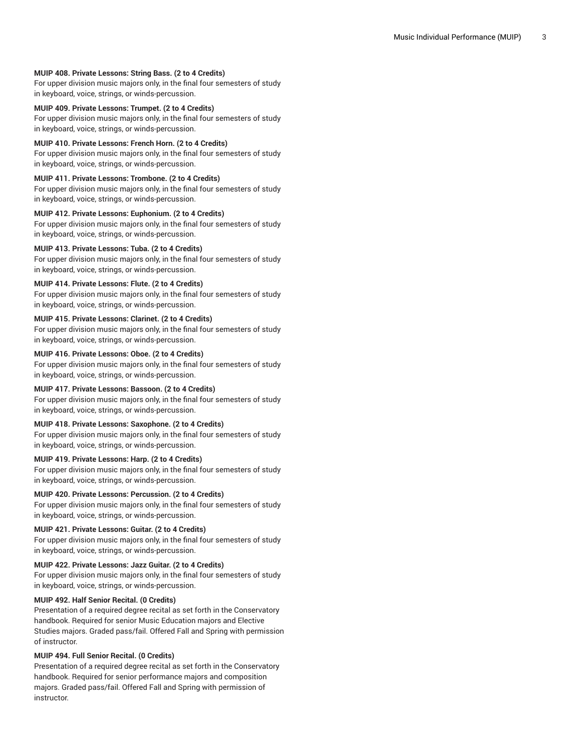**MUIP 408. Private Lessons: String Bass. (2 to 4 Credits)**
For upper division music majors only, in the final four semesters of study in keyboard, voice, strings, or winds-percussion.

**MUIP 409. Private Lessons: Trumpet. (2 to 4 Credits)**
For upper division music majors only, in the final four semesters of study in keyboard, voice, strings, or winds-percussion.

**MUIP 410. Private Lessons: French Horn. (2 to 4 Credits)**
For upper division music majors only, in the final four semesters of study in keyboard, voice, strings, or winds-percussion.

**MUIP 411. Private Lessons: Trombone. (2 to 4 Credits)**
For upper division music majors only, in the final four semesters of study in keyboard, voice, strings, or winds-percussion.

**MUIP 412. Private Lessons: Euphonium. (2 to 4 Credits)**
For upper division music majors only, in the final four semesters of study in keyboard, voice, strings, or winds-percussion.

**MUIP 413. Private Lessons: Tuba. (2 to 4 Credits)**
For upper division music majors only, in the final four semesters of study in keyboard, voice, strings, or winds-percussion.

**MUIP 414. Private Lessons: Flute. (2 to 4 Credits)**
For upper division music majors only, in the final four semesters of study in keyboard, voice, strings, or winds-percussion.

**MUIP 415. Private Lessons: Clarinet. (2 to 4 Credits)**
For upper division music majors only, in the final four semesters of study in keyboard, voice, strings, or winds-percussion.

**MUIP 416. Private Lessons: Oboe. (2 to 4 Credits)**
For upper division music majors only, in the final four semesters of study in keyboard, voice, strings, or winds-percussion.

**MUIP 417. Private Lessons: Bassoon. (2 to 4 Credits)**
For upper division music majors only, in the final four semesters of study in keyboard, voice, strings, or winds-percussion.

**MUIP 418. Private Lessons: Saxophone. (2 to 4 Credits)**
For upper division music majors only, in the final four semesters of study in keyboard, voice, strings, or winds-percussion.

**MUIP 419. Private Lessons: Harp. (2 to 4 Credits)**
For upper division music majors only, in the final four semesters of study in keyboard, voice, strings, or winds-percussion.

**MUIP 420. Private Lessons: Percussion. (2 to 4 Credits)**
For upper division music majors only, in the final four semesters of study in keyboard, voice, strings, or winds-percussion.

**MUIP 421. Private Lessons: Guitar. (2 to 4 Credits)**
For upper division music majors only, in the final four semesters of study in keyboard, voice, strings, or winds-percussion.

**MUIP 422. Private Lessons: Jazz Guitar. (2 to 4 Credits)**
For upper division music majors only, in the final four semesters of study in keyboard, voice, strings, or winds-percussion.

**MUIP 492. Half Senior Recital. (0 Credits)**
Presentation of a required degree recital as set forth in the Conservatory handbook. Required for senior Music Education majors and Elective Studies majors. Graded pass/fail. Offered Fall and Spring with permission of instructor.

**MUIP 494. Full Senior Recital. (0 Credits)**
Presentation of a required degree recital as set forth in the Conservatory handbook. Required for senior performance majors and composition majors. Graded pass/fail. Offered Fall and Spring with permission of instructor.